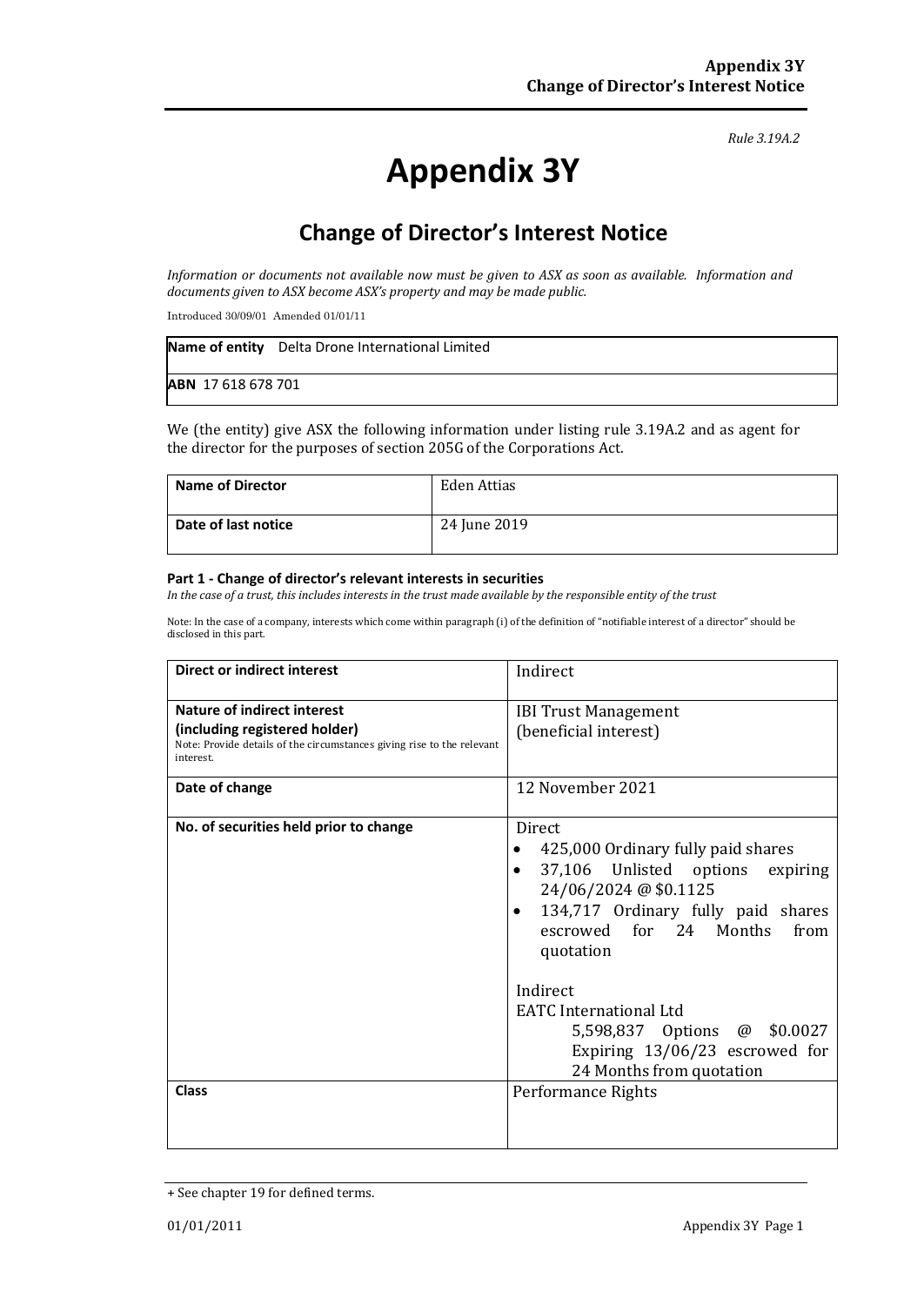*Rule 3.19A.2*

# Appendix 3Y

## Change of Director's Interest Notice

*Information or documents not available now must be given to ASX as soon as available. Information and documents given to ASX become ASX's property and may be made public.*

Introduced 30/09/01 Amended 01/01/11

| **Name of entity** Delta Drone International Limited |
|---|
| **ABN** 17 618 678 701 |

We (the entity) give ASX the following information under listing rule 3.19A.2 and as agent for the director for the purposes of section 205G of the Corporations Act.

| **Name of Director** | Eden Attias |
|---|---|
| **Date of last notice** | 24 June 2019 |

**Part 1 - Change of director's relevant interests in securities**

*In the case of a trust, this includes interests in the trust made available by the responsible entity of the trust*

Note: In the case of a company, interests which come within paragraph (i) of the definition of "notifiable interest of a director" should be disclosed in this part.

| **Direct or indirect interest** | Indirect |
|---|---|
| **Nature of indirect interest (including registered holder)** Note: Provide details of the circumstances giving rise to the relevant interest. | IBI Trust Management (beneficial interest) |
| **Date of change** | 12 November 2021 |
| **No. of securities held prior to change** | Direct<br>• 425,000 Ordinary fully paid shares<br>• 37,106 Unlisted options expiring 24/06/2024 @ \$0.1125<br>• 134,717 Ordinary fully paid shares escrowed for 24 Months from quotation<br><br>Indirect<br>EATC International Ltd<br>5,598,837 Options @ \$0.0027 Expiring 13/06/23 escrowed for 24 Months from quotation |
| **Class** | Performance Rights |

+ See chapter 19 for defined terms.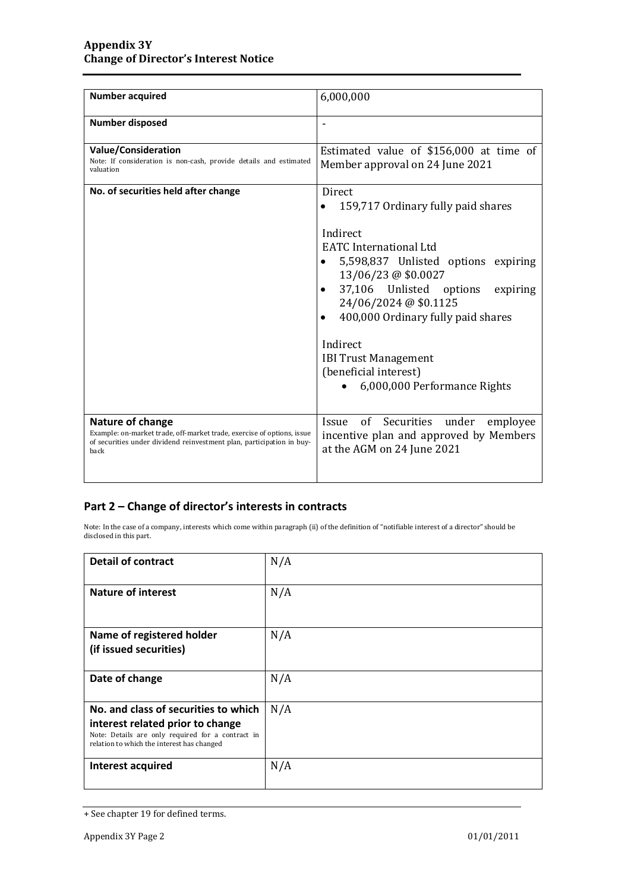| Number acquired | 6,000,000 |
|---|---|
| **Number disposed** | - |
| **Value/Consideration**<br>Note: If consideration is non-cash, provide details and estimated valuation | Estimated value of $156,000 at time of Member approval on 24 June 2021 |
| **No. of securities held after change** | Direct<br>• 159,717 Ordinary fully paid shares<br><br>Indirect<br>EATC International Ltd<br>• 5,598,837 Unlisted options expiring 13/06/23 @ $0.0027<br>• 37,106 Unlisted options expiring 24/06/2024 @ $0.1125<br>• 400,000 Ordinary fully paid shares<br><br>Indirect<br>IBI Trust Management<br>(beneficial interest)<br>• 6,000,000 Performance Rights |
| **Nature of change**<br>Example: on-market trade, off-market trade, exercise of options, issue of securities under dividend reinvestment plan, participation in buy-back | Issue of Securities under employee incentive plan and approved by Members at the AGM on 24 June 2021 |

## Part 2 – Change of director's interests in contracts

Note: In the case of a company, interests which come within paragraph (ii) of the definition of "notifiable interest of a director" should be disclosed in this part.

| Detail of contract | N/A |
|---|---|
| **Nature of interest** | N/A |
| **Name of registered holder (if issued securities)** | N/A |
| **Date of change** | N/A |
| **No. and class of securities to which interest related prior to change**<br>Note: Details are only required for a contract in relation to which the interest has changed | N/A |
| **Interest acquired** | N/A |

+ See chapter 19 for defined terms.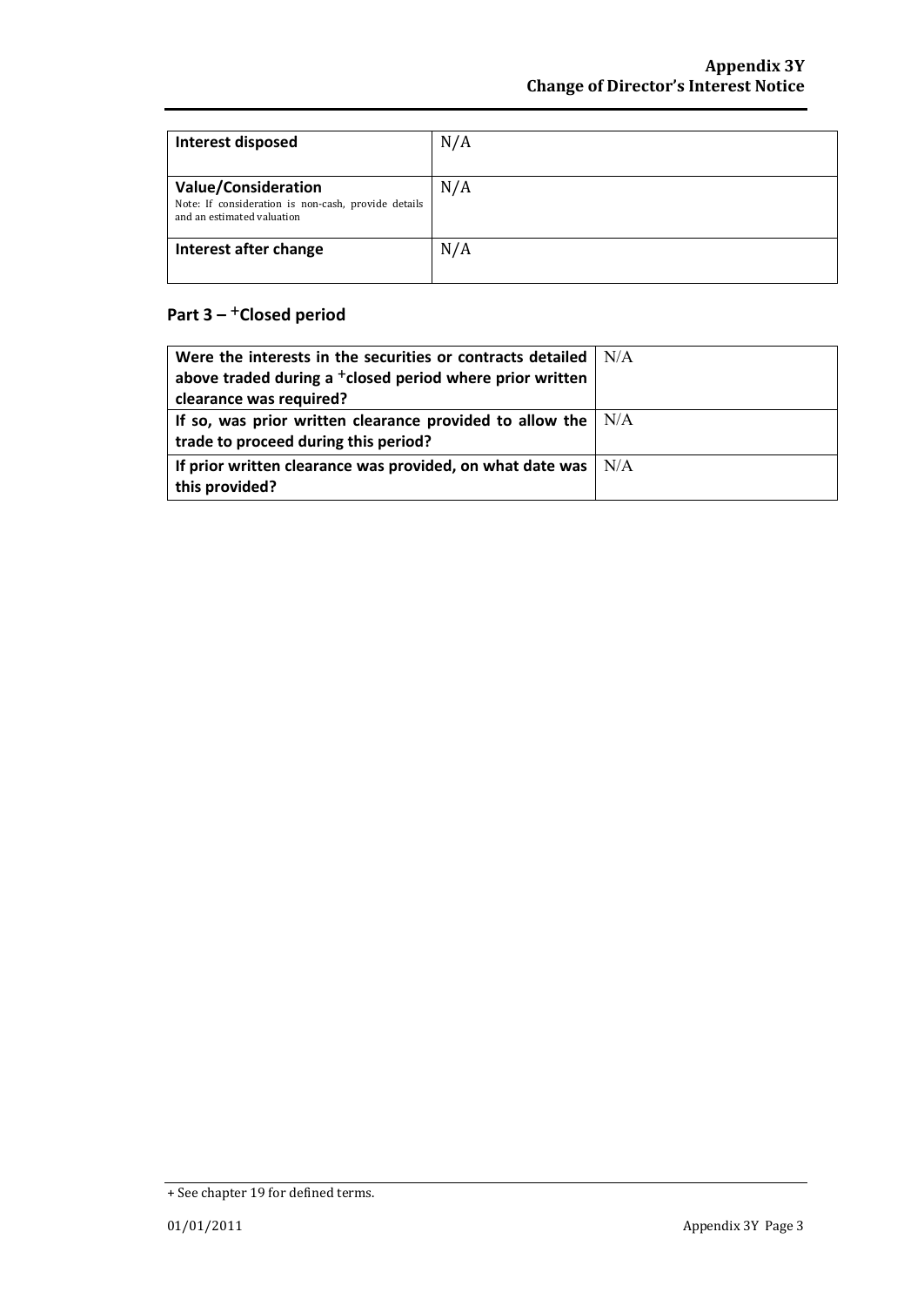| | |
|---|---|
| **Interest disposed** | N/A |
| **Value/Consideration**<br>Note: If consideration is non-cash, provide details and an estimated valuation | N/A |
| **Interest after change** | N/A |

## Part 3 – +Closed period

| | |
|---|---|
| **Were the interests in the securities or contracts detailed above traded during a +closed period where prior written clearance was required?** | N/A |
| **If so, was prior written clearance provided to allow the trade to proceed during this period?** | N/A |
| **If prior written clearance was provided, on what date was this provided?** | N/A |

+ See chapter 19 for defined terms.